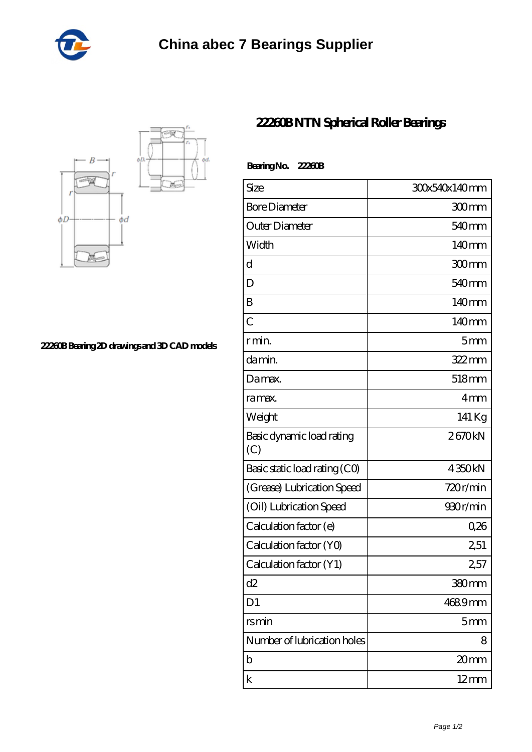# China abec 7 Bearings Supplier

## 22260B NTN Spherical Roller Bearings

22260B Bearing 2D drawings and 3D CAD models

**Bearing No.** 22260B

| Size | 300x540x140 mm |
|---|---|
| Bore Diameter | 300 mm |
| Outer Diameter | 540 mm |
| Width | 140 mm |
| d | 300 mm |
| D | 540 mm |
| B | 140 mm |
| C | 140 mm |
| r min. | 5 mm |
| da min. | 322 mm |
| Da max. | 518 mm |
| ra max. | 4 mm |
| Weight | 141 Kg |
| Basic dynamic load rating (C) | 2 670 kN |
| Basic static load rating (C0) | 4 350 kN |
| (Grease) Lubrication Speed | 720 r/min |
| (Oil) Lubrication Speed | 930 r/min |
| Calculation factor (e) | 0,26 |
| Calculation factor (Y0) | 2,51 |
| Calculation factor (Y1) | 2,57 |
| d2 | 380 mm |
| D1 | 468.9 mm |
| rs min | 5 mm |
| Number of lubrication holes | 8 |
| b | 20 mm |
| k | 12 mm |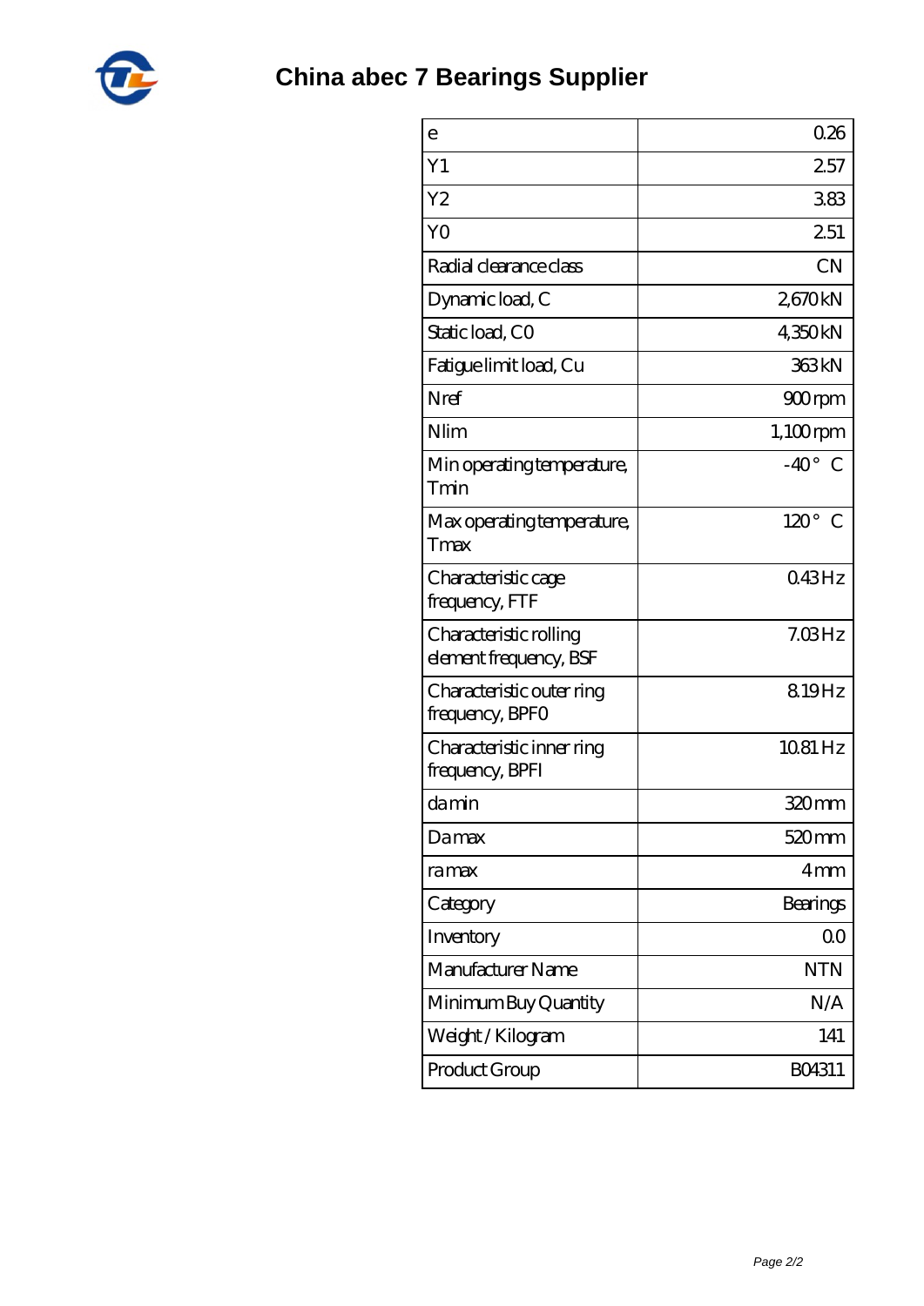# China abec 7 Bearings Supplier

| | |
|---|---|
| e | 0.26 |
| Y1 | 2.57 |
| Y2 | 3.83 |
| Y0 | 2.51 |
| Radial clearance class | CN |
| Dynamic load, C | 2,670 kN |
| Static load, C0 | 4,350 kN |
| Fatigue limit load, Cu | 363 kN |
| Nref | 900 rpm |
| Nlim | 1,100 rpm |
| Min operating temperature, Tmin | -40 ° C |
| Max operating temperature, Tmax | 120 ° C |
| Characteristic cage frequency, FTF | 0.43 Hz |
| Characteristic rolling element frequency, BSF | 7.03 Hz |
| Characteristic outer ring frequency, BPF0 | 8.19 Hz |
| Characteristic inner ring frequency, BPFI | 10.81 Hz |
| da min | 320 mm |
| Da max | 520 mm |
| ra max | 4 mm |
| Category | Bearings |
| Inventory | 0.0 |
| Manufacturer Name | NTN |
| Minimum Buy Quantity | N/A |
| Weight / Kilogram | 141 |
| Product Group | B04311 |